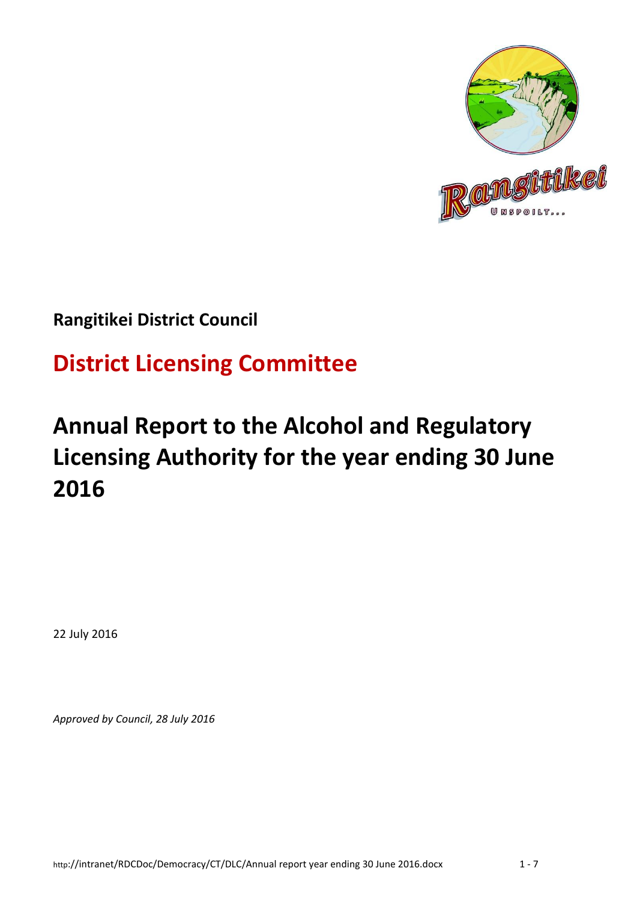**Rangitikei District Council**

## District Licensing Committee

# Annual Report to the Alcohol and Regulatory Licensing Authority for the year ending 30 June 2016

22 July 2016

*Approved by Council, 28 July 2016*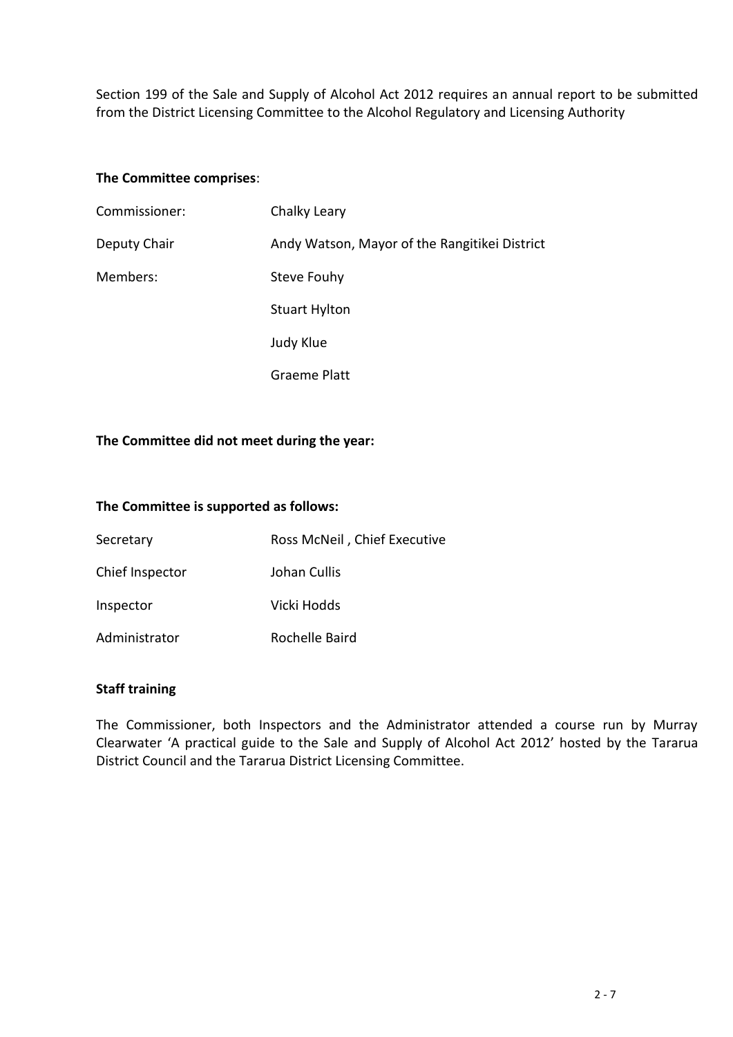Section 199 of the Sale and Supply of Alcohol Act 2012 requires an annual report to be submitted from the District Licensing Committee to the Alcohol Regulatory and Licensing Authority

**The Committee comprises**:

| | |
|---|---|
| Commissioner: | Chalky Leary |
| Deputy Chair | Andy Watson, Mayor of the Rangitikei District |
| Members: | Steve Fouhy |
| | Stuart Hylton |
| | Judy Klue |
| | Graeme Platt |

**The Committee did not meet during the year:**

**The Committee is supported as follows:**

| | |
|---|---|
| Secretary | Ross McNeil , Chief Executive |
| Chief Inspector | Johan Cullis |
| Inspector | Vicki Hodds |
| Administrator | Rochelle Baird |

**Staff training**

The Commissioner, both Inspectors and the Administrator attended a course run by Murray Clearwater 'A practical guide to the Sale and Supply of Alcohol Act 2012' hosted by the Tararua District Council and the Tararua District Licensing Committee.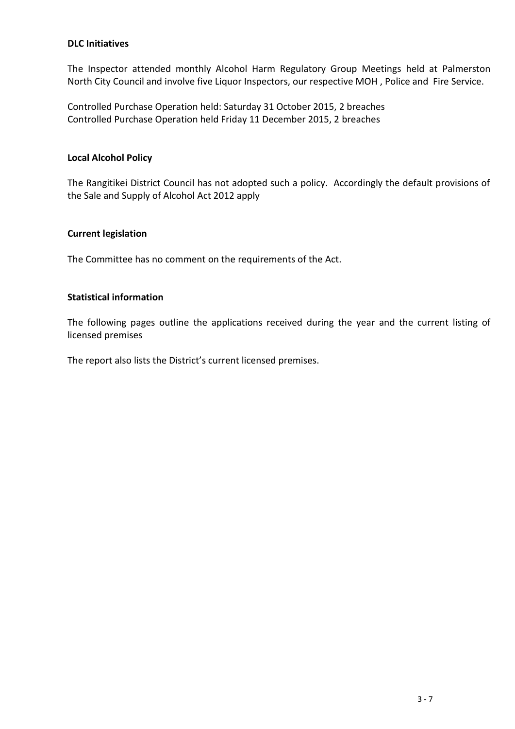**DLC Initiatives**

The Inspector attended monthly Alcohol Harm Regulatory Group Meetings held at Palmerston North City Council and involve five Liquor Inspectors, our respective MOH , Police and Fire Service.

Controlled Purchase Operation held: Saturday 31 October 2015, 2 breaches
Controlled Purchase Operation held Friday 11 December 2015, 2 breaches

**Local Alcohol Policy**

The Rangitikei District Council has not adopted such a policy. Accordingly the default provisions of the Sale and Supply of Alcohol Act 2012 apply

**Current legislation**

The Committee has no comment on the requirements of the Act.

**Statistical information**

The following pages outline the applications received during the year and the current listing of licensed premises

The report also lists the District's current licensed premises.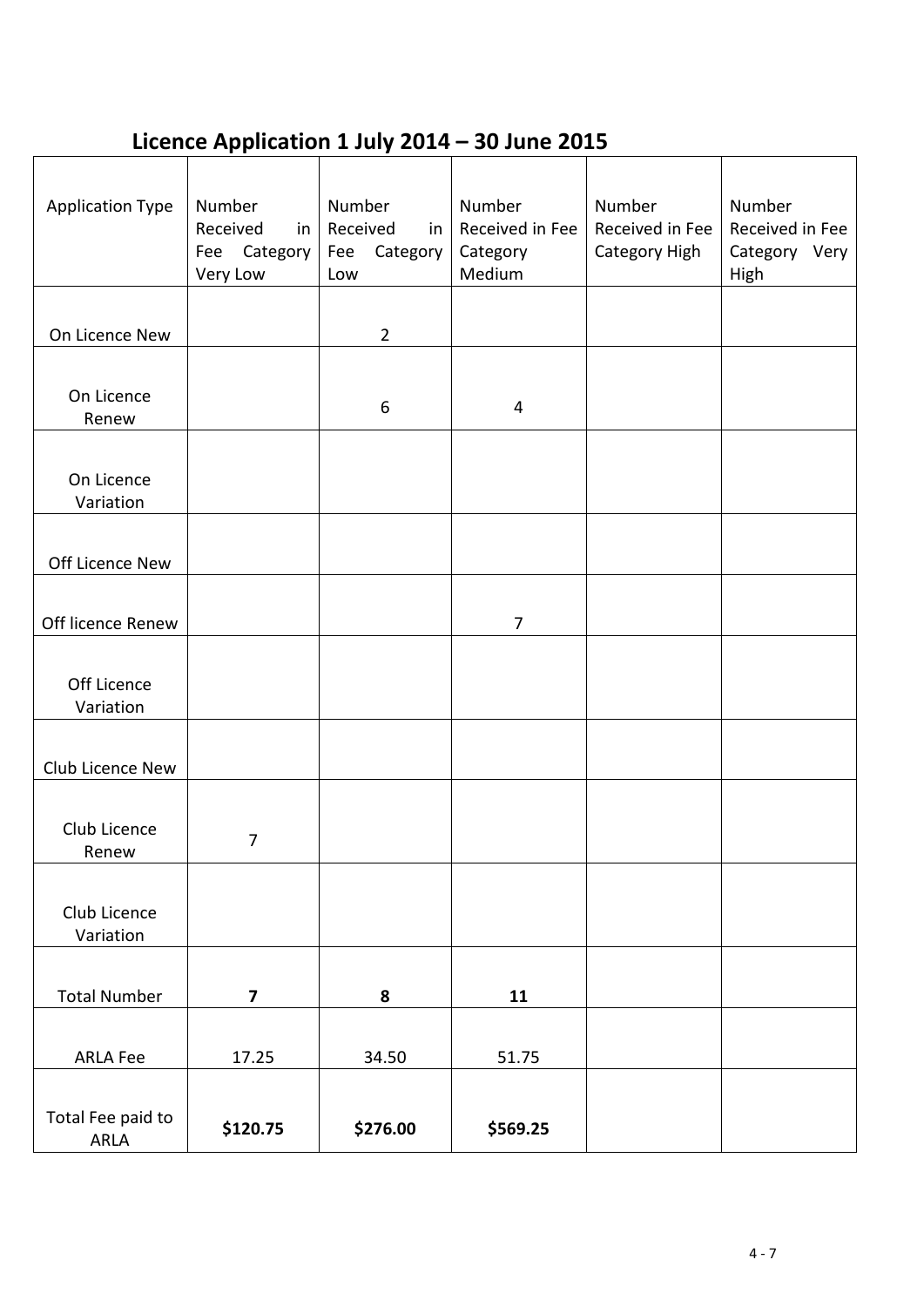## Licence Application 1 July 2014 – 30 June 2015

| Application Type | Number Received in Fee Category Very Low | Number Received in Fee Category Low | Number Received in Fee Category Medium | Number Received in Fee Category High | Number Received in Fee Category Very High |
|---|---|---|---|---|---|
| On Licence New | | 2 | | | |
| On Licence Renew | | 6 | 4 | | |
| On Licence Variation | | | | | |
| Off Licence New | | | | | |
| Off licence Renew | | | 7 | | |
| Off Licence Variation | | | | | |
| Club Licence New | | | | | |
| Club Licence Renew | 7 | | | | |
| Club Licence Variation | | | | | |
| Total Number | **7** | **8** | **11** | | |
| ARLA Fee | 17.25 | 34.50 | 51.75 | | |
| Total Fee paid to ARLA | **$120.75** | **$276.00** | **$569.25** | | |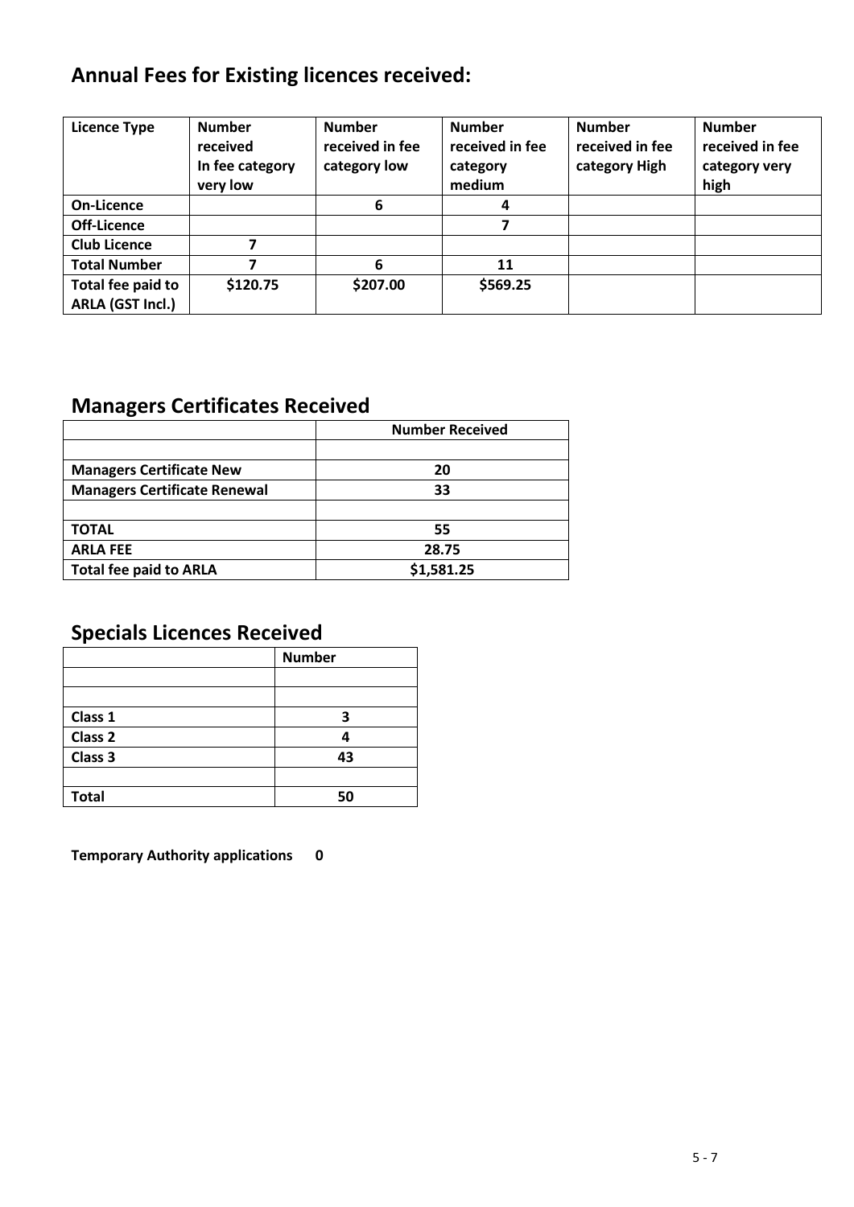## Annual Fees for Existing licences received:

| Licence Type | Number received In fee category very low | Number received in fee category low | Number received in fee category medium | Number received in fee category High | Number received in fee category very high |
|---|---|---|---|---|---|
| **On-Licence** | | **6** | **4** | | |
| **Off-Licence** | | | **7** | | |
| **Club Licence** | **7** | | | | |
| **Total Number** | **7** | **6** | **11** | | |
| **Total fee paid to ARLA (GST Incl.)** | **$120.75** | **$207.00** | **$569.25** | | |

## Managers Certificates Received

| | Number Received |
|---|---|
| | |
| **Managers Certificate New** | **20** |
| **Managers Certificate Renewal** | **33** |
| | |
| **TOTAL** | **55** |
| **ARLA FEE** | **28.75** |
| **Total fee paid to ARLA** | **$1,581.25** |

## Specials Licences Received

| | Number |
|---|---|
| | |
| | |
| **Class 1** | **3** |
| **Class 2** | **4** |
| **Class 3** | **43** |
| | |
| **Total** | **50** |

**Temporary Authority applications 0**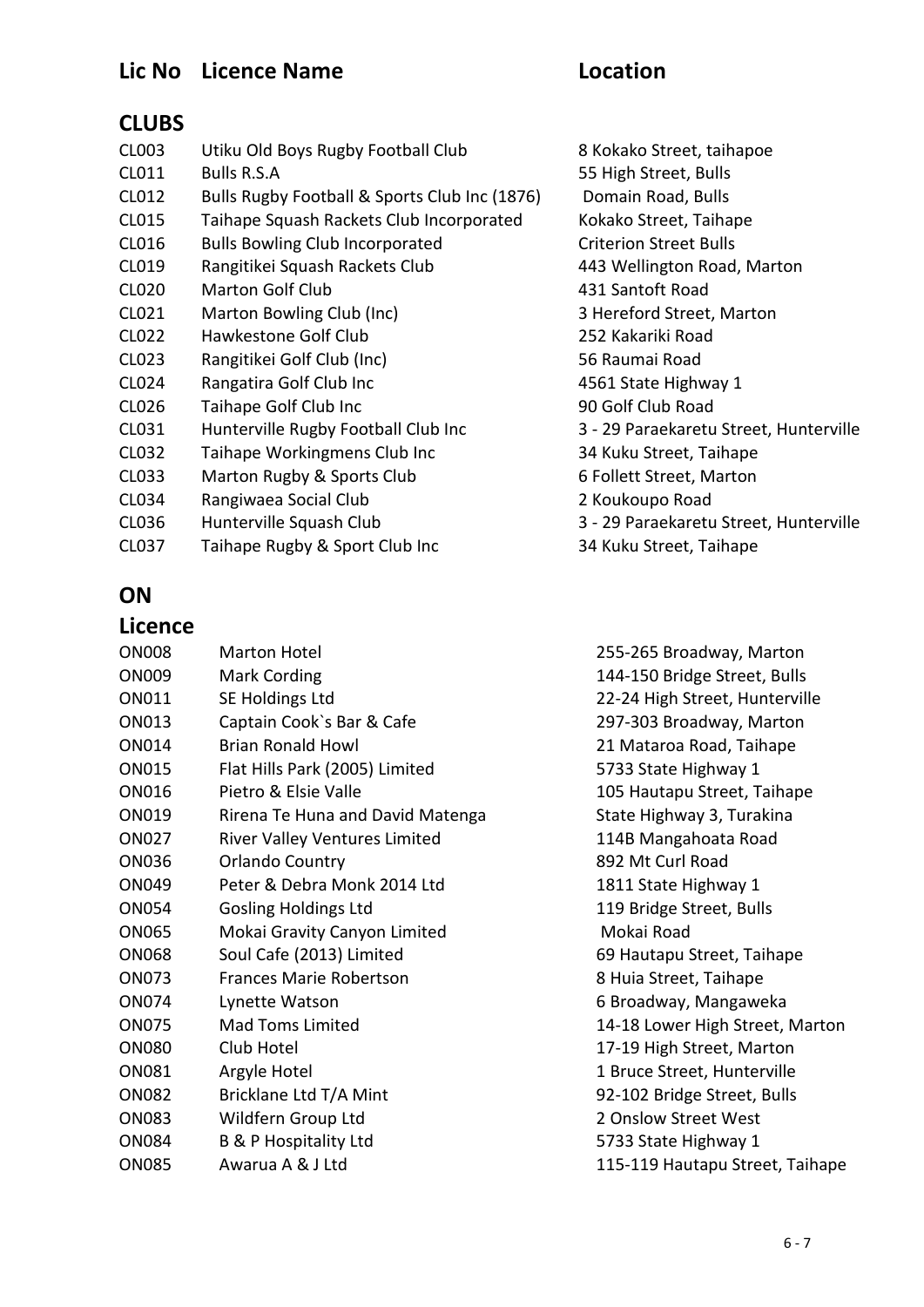| Lic No | Licence Name | Location |
|---|---|---|

## CLUBS

| Lic No | Licence Name | Location |
|---|---|---|
| CL003 | Utiku Old Boys Rugby Football Club | 8 Kokako Street, taihapoe |
| CL011 | Bulls R.S.A | 55 High Street, Bulls |
| CL012 | Bulls Rugby Football & Sports Club Inc (1876) | Domain Road, Bulls |
| CL015 | Taihape Squash Rackets Club Incorporated | Kokako Street, Taihape |
| CL016 | Bulls Bowling Club Incorporated | Criterion Street Bulls |
| CL019 | Rangitikei Squash Rackets Club | 443 Wellington Road, Marton |
| CL020 | Marton Golf Club | 431 Santoft Road |
| CL021 | Marton Bowling Club (Inc) | 3 Hereford Street, Marton |
| CL022 | Hawkestone Golf Club | 252 Kakariki Road |
| CL023 | Rangitikei Golf Club (Inc) | 56 Raumai Road |
| CL024 | Rangatira Golf Club Inc | 4561 State Highway 1 |
| CL026 | Taihape Golf Club Inc | 90 Golf Club Road |
| CL031 | Hunterville Rugby Football Club Inc | 3 - 29 Paraekaretu Street, Hunterville |
| CL032 | Taihape Workingmens Club Inc | 34 Kuku Street, Taihape |
| CL033 | Marton Rugby & Sports Club | 6 Follett Street, Marton |
| CL034 | Rangiwaea Social Club | 2 Koukoupo Road |
| CL036 | Hunterville Squash Club | 3 - 29 Paraekaretu Street, Hunterville |
| CL037 | Taihape Rugby & Sport Club Inc | 34 Kuku Street, Taihape |

## ON Licence

| Lic No | Licence Name | Location |
|---|---|---|
| ON008 | Marton Hotel | 255-265 Broadway, Marton |
| ON009 | Mark Cording | 144-150 Bridge Street, Bulls |
| ON011 | SE Holdings Ltd | 22-24 High Street, Hunterville |
| ON013 | Captain Cook`s Bar & Cafe | 297-303 Broadway, Marton |
| ON014 | Brian Ronald Howl | 21 Mataroa Road, Taihape |
| ON015 | Flat Hills Park (2005) Limited | 5733 State Highway 1 |
| ON016 | Pietro & Elsie Valle | 105 Hautapu Street, Taihape |
| ON019 | Rirena Te Huna and David Matenga | State Highway 3, Turakina |
| ON027 | River Valley Ventures Limited | 114B Mangahoata Road |
| ON036 | Orlando Country | 892 Mt Curl Road |
| ON049 | Peter & Debra Monk 2014 Ltd | 1811 State Highway 1 |
| ON054 | Gosling Holdings Ltd | 119 Bridge Street, Bulls |
| ON065 | Mokai Gravity Canyon Limited | Mokai Road |
| ON068 | Soul Cafe (2013) Limited | 69 Hautapu Street, Taihape |
| ON073 | Frances Marie Robertson | 8 Huia Street, Taihape |
| ON074 | Lynette Watson | 6 Broadway, Mangaweka |
| ON075 | Mad Toms Limited | 14-18 Lower High Street, Marton |
| ON080 | Club Hotel | 17-19 High Street, Marton |
| ON081 | Argyle Hotel | 1 Bruce Street, Hunterville |
| ON082 | Bricklane Ltd T/A Mint | 92-102 Bridge Street, Bulls |
| ON083 | Wildfern Group Ltd | 2 Onslow Street West |
| ON084 | B & P Hospitality Ltd | 5733 State Highway 1 |
| ON085 | Awarua A & J Ltd | 115-119 Hautapu Street, Taihape |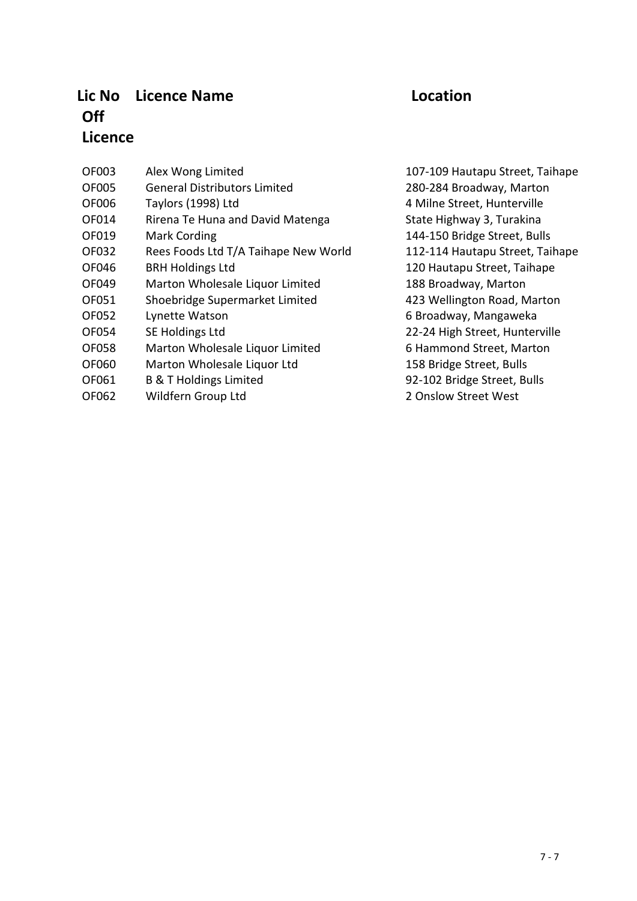| Lic No Off Licence | Licence Name | Location |
|---|---|---|
| OF003 | Alex Wong Limited | 107-109 Hautapu Street, Taihape |
| OF005 | General Distributors Limited | 280-284 Broadway, Marton |
| OF006 | Taylors (1998) Ltd | 4 Milne Street, Hunterville |
| OF014 | Rirena Te Huna and David Matenga | State Highway 3, Turakina |
| OF019 | Mark Cording | 144-150 Bridge Street, Bulls |
| OF032 | Rees Foods Ltd T/A Taihape New World | 112-114 Hautapu Street, Taihape |
| OF046 | BRH Holdings Ltd | 120 Hautapu Street, Taihape |
| OF049 | Marton Wholesale Liquor Limited | 188 Broadway, Marton |
| OF051 | Shoebridge Supermarket Limited | 423 Wellington Road, Marton |
| OF052 | Lynette Watson | 6 Broadway, Mangaweka |
| OF054 | SE Holdings Ltd | 22-24 High Street, Hunterville |
| OF058 | Marton Wholesale Liquor Limited | 6 Hammond Street, Marton |
| OF060 | Marton Wholesale Liquor Ltd | 158 Bridge Street, Bulls |
| OF061 | B & T Holdings Limited | 92-102 Bridge Street, Bulls |
| OF062 | Wildfern Group Ltd | 2 Onslow Street West |